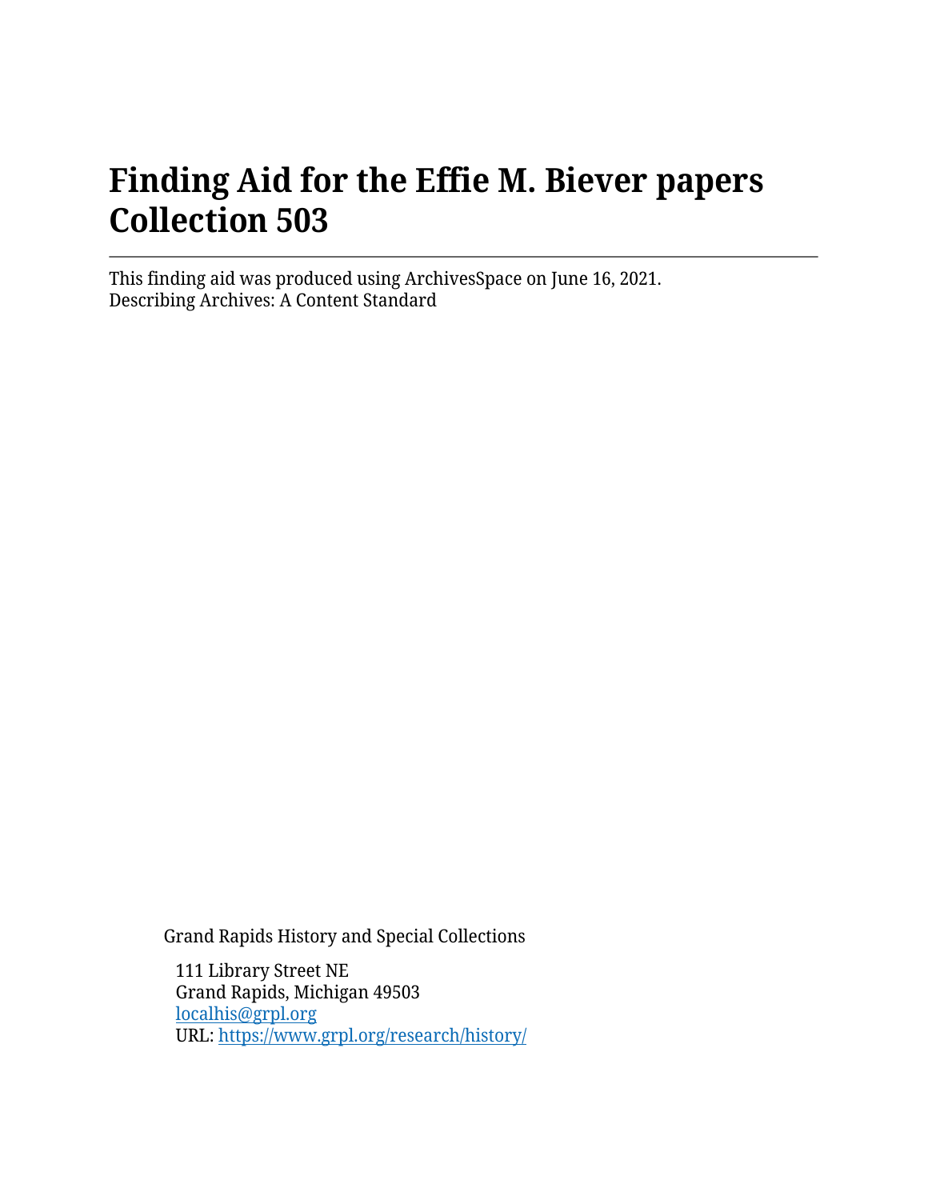# Finding Aid for the Effie M. Biever papers Collection 503

---

This finding aid was produced using ArchivesSpace on June 16, 2021.
Describing Archives: A Content Standard

Grand Rapids History and Special Collections

111 Library Street NE
Grand Rapids, Michigan 49503
[localhis@grpl.org](mailto:localhis@grpl.org)
URL: [https://www.grpl.org/research/history/](https://www.grpl.org/research/history/)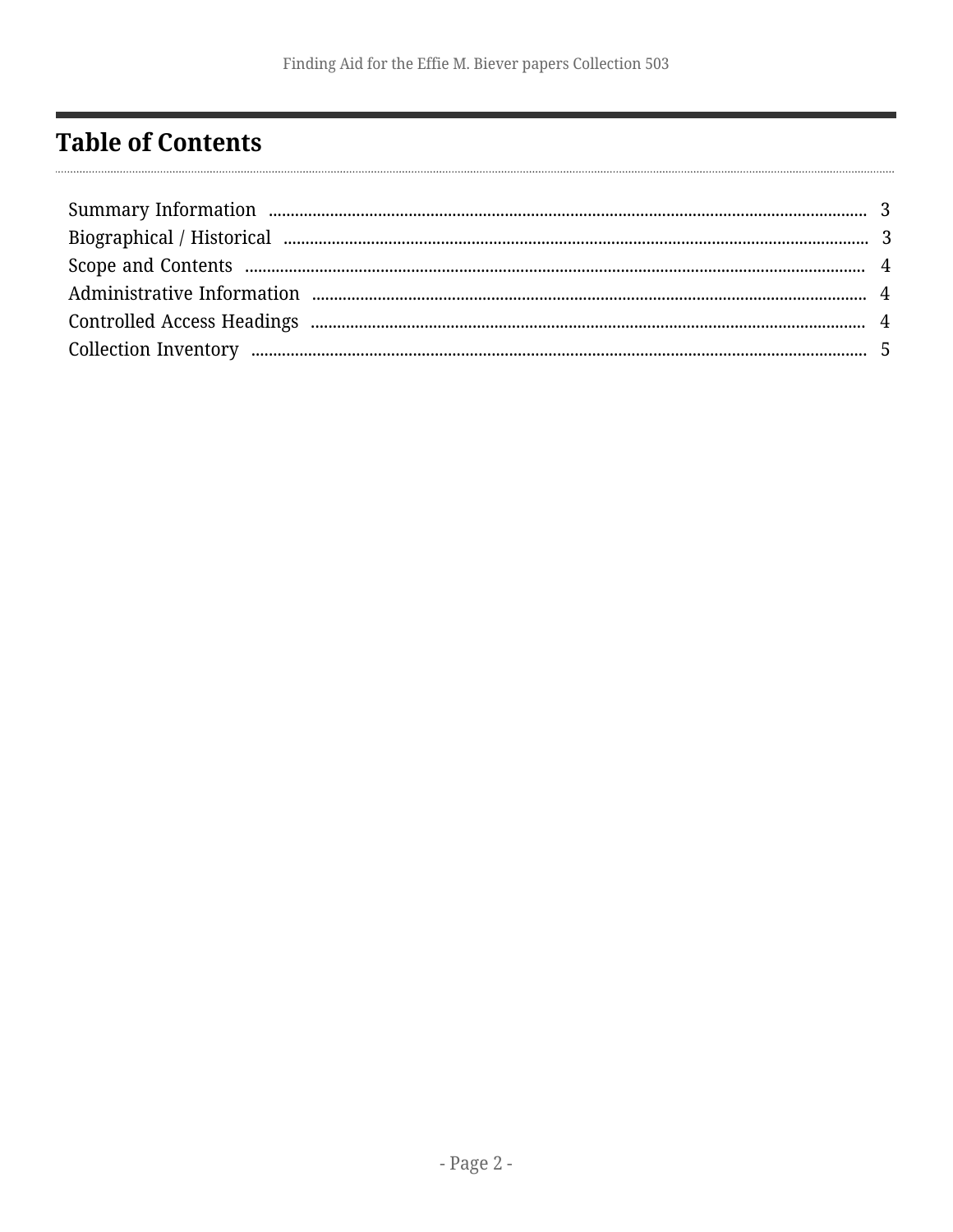## Table of Contents

- Summary Information ... 3
- Biographical / Historical ... 3
- Scope and Contents ... 4
- Administrative Information ... 4
- Controlled Access Headings ... 4
- Collection Inventory ... 5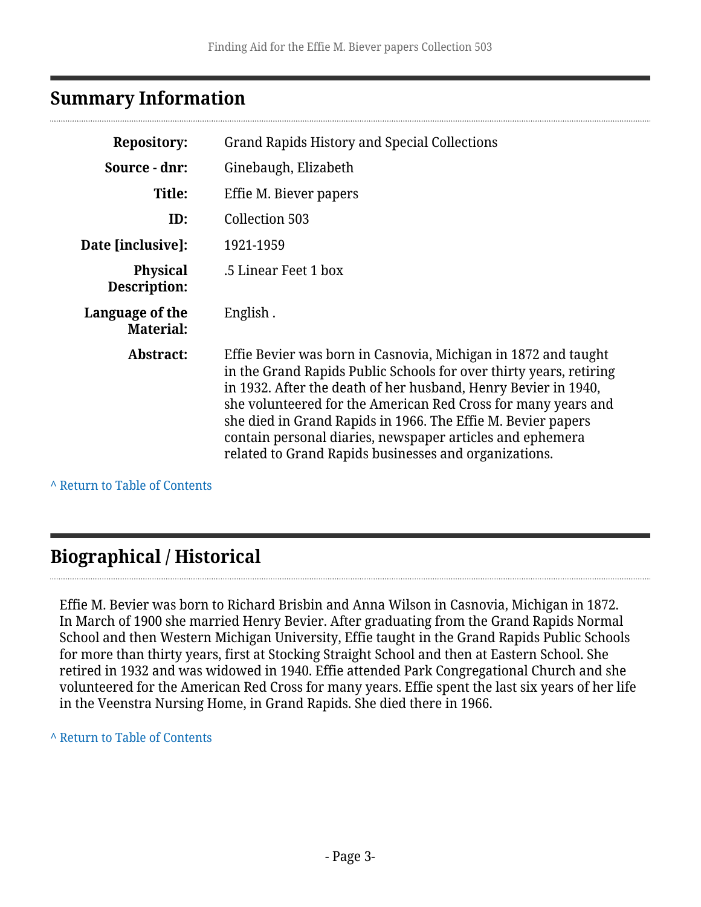## Summary Information

| | |
|---|---|
| **Repository:** | Grand Rapids History and Special Collections |
| **Source - dnr:** | Ginebaugh, Elizabeth |
| **Title:** | Effie M. Biever papers |
| **ID:** | Collection 503 |
| **Date [inclusive]:** | 1921-1959 |
| **Physical Description:** | .5 Linear Feet 1 box |
| **Language of the Material:** | English . |
| **Abstract:** | Effie Bevier was born in Casnovia, Michigan in 1872 and taught in the Grand Rapids Public Schools for over thirty years, retiring in 1932. After the death of her husband, Henry Bevier in 1940, she volunteered for the American Red Cross for many years and she died in Grand Rapids in 1966. The Effie M. Bevier papers contain personal diaries, newspaper articles and ephemera related to Grand Rapids businesses and organizations. |

^ Return to Table of Contents

## Biographical / Historical

Effie M. Bevier was born to Richard Brisbin and Anna Wilson in Casnovia, Michigan in 1872. In March of 1900 she married Henry Bevier. After graduating from the Grand Rapids Normal School and then Western Michigan University, Effie taught in the Grand Rapids Public Schools for more than thirty years, first at Stocking Straight School and then at Eastern School. She retired in 1932 and was widowed in 1940. Effie attended Park Congregational Church and she volunteered for the American Red Cross for many years. Effie spent the last six years of her life in the Veenstra Nursing Home, in Grand Rapids. She died there in 1966.

^ Return to Table of Contents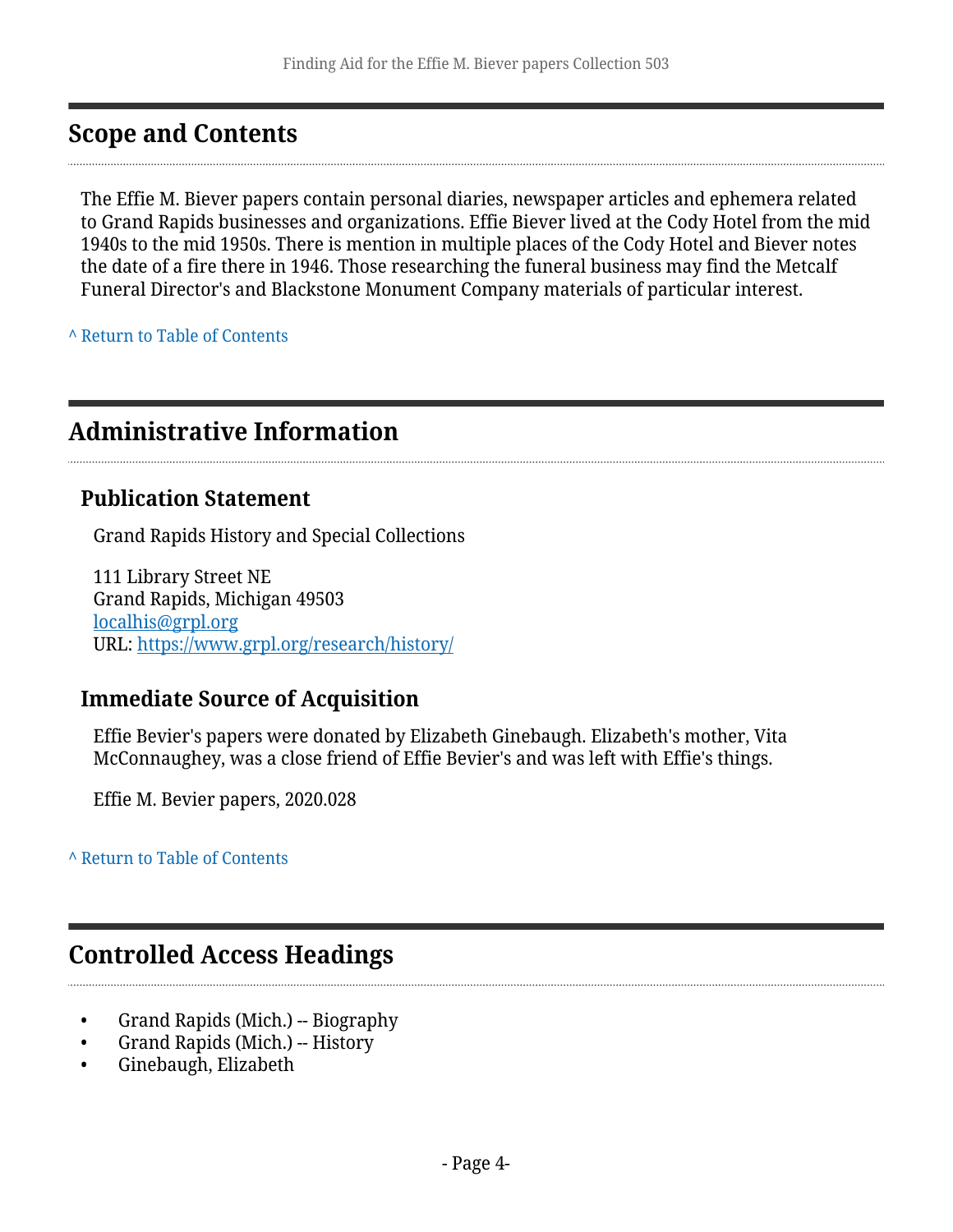## Scope and Contents

The Effie M. Biever papers contain personal diaries, newspaper articles and ephemera related to Grand Rapids businesses and organizations. Effie Biever lived at the Cody Hotel from the mid 1940s to the mid 1950s. There is mention in multiple places of the Cody Hotel and Biever notes the date of a fire there in 1946. Those researching the funeral business may find the Metcalf Funeral Director's and Blackstone Monument Company materials of particular interest.

^ Return to Table of Contents

## Administrative Information

### Publication Statement

Grand Rapids History and Special Collections

111 Library Street NE
Grand Rapids, Michigan 49503
localhis@grpl.org
URL: https://www.grpl.org/research/history/

### Immediate Source of Acquisition

Effie Bevier's papers were donated by Elizabeth Ginebaugh. Elizabeth's mother, Vita McConnaughey, was a close friend of Effie Bevier's and was left with Effie's things.

Effie M. Bevier papers, 2020.028

^ Return to Table of Contents

## Controlled Access Headings

- Grand Rapids (Mich.) -- Biography
- Grand Rapids (Mich.) -- History
- Ginebaugh, Elizabeth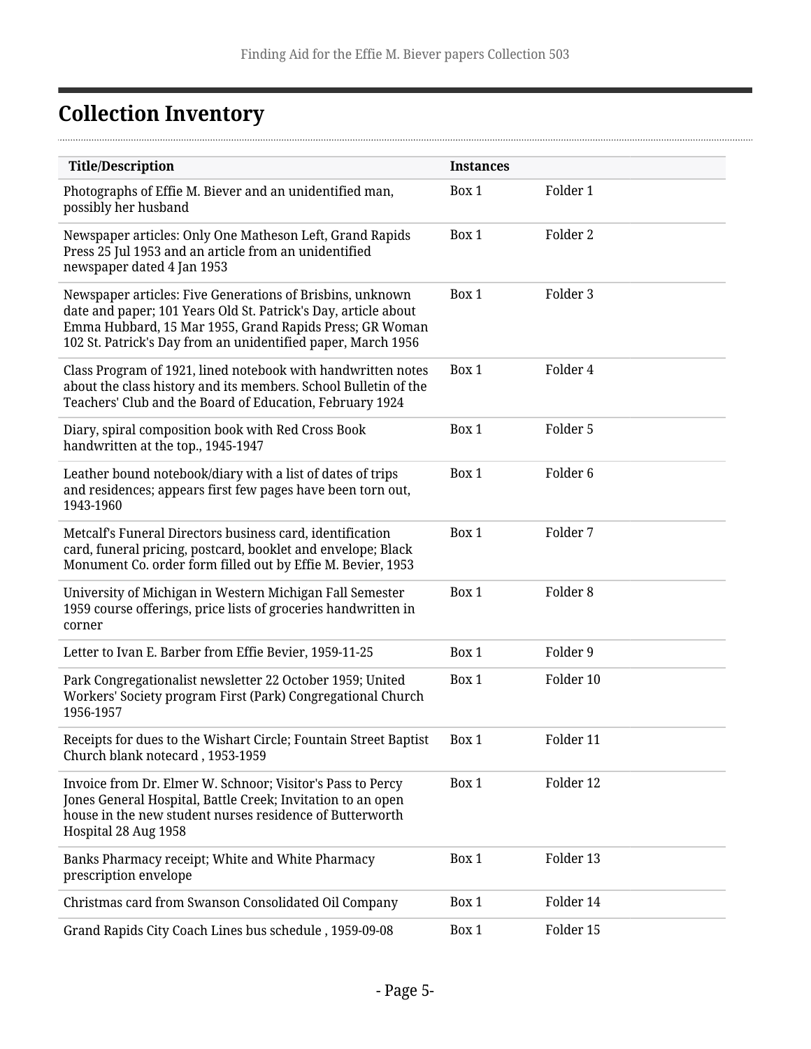## Collection Inventory

| Title/Description | Instances | |
|---|---|---|
| Photographs of Effie M. Biever and an unidentified man, possibly her husband | Box 1 | Folder 1 |
| Newspaper articles: Only One Matheson Left, Grand Rapids Press 25 Jul 1953 and an article from an unidentified newspaper dated 4 Jan 1953 | Box 1 | Folder 2 |
| Newspaper articles: Five Generations of Brisbins, unknown date and paper; 101 Years Old St. Patrick's Day, article about Emma Hubbard, 15 Mar 1955, Grand Rapids Press; GR Woman 102 St. Patrick's Day from an unidentified paper, March 1956 | Box 1 | Folder 3 |
| Class Program of 1921, lined notebook with handwritten notes about the class history and its members. School Bulletin of the Teachers' Club and the Board of Education, February 1924 | Box 1 | Folder 4 |
| Diary, spiral composition book with Red Cross Book handwritten at the top., 1945-1947 | Box 1 | Folder 5 |
| Leather bound notebook/diary with a list of dates of trips and residences; appears first few pages have been torn out, 1943-1960 | Box 1 | Folder 6 |
| Metcalf's Funeral Directors business card, identification card, funeral pricing, postcard, booklet and envelope; Black Monument Co. order form filled out by Effie M. Bevier, 1953 | Box 1 | Folder 7 |
| University of Michigan in Western Michigan Fall Semester 1959 course offerings, price lists of groceries handwritten in corner | Box 1 | Folder 8 |
| Letter to Ivan E. Barber from Effie Bevier, 1959-11-25 | Box 1 | Folder 9 |
| Park Congregationalist newsletter 22 October 1959; United Workers' Society program First (Park) Congregational Church 1956-1957 | Box 1 | Folder 10 |
| Receipts for dues to the Wishart Circle; Fountain Street Baptist Church blank notecard , 1953-1959 | Box 1 | Folder 11 |
| Invoice from Dr. Elmer W. Schnoor; Visitor's Pass to Percy Jones General Hospital, Battle Creek; Invitation to an open house in the new student nurses residence of Butterworth Hospital 28 Aug 1958 | Box 1 | Folder 12 |
| Banks Pharmacy receipt; White and White Pharmacy prescription envelope | Box 1 | Folder 13 |
| Christmas card from Swanson Consolidated Oil Company | Box 1 | Folder 14 |
| Grand Rapids City Coach Lines bus schedule , 1959-09-08 | Box 1 | Folder 15 |